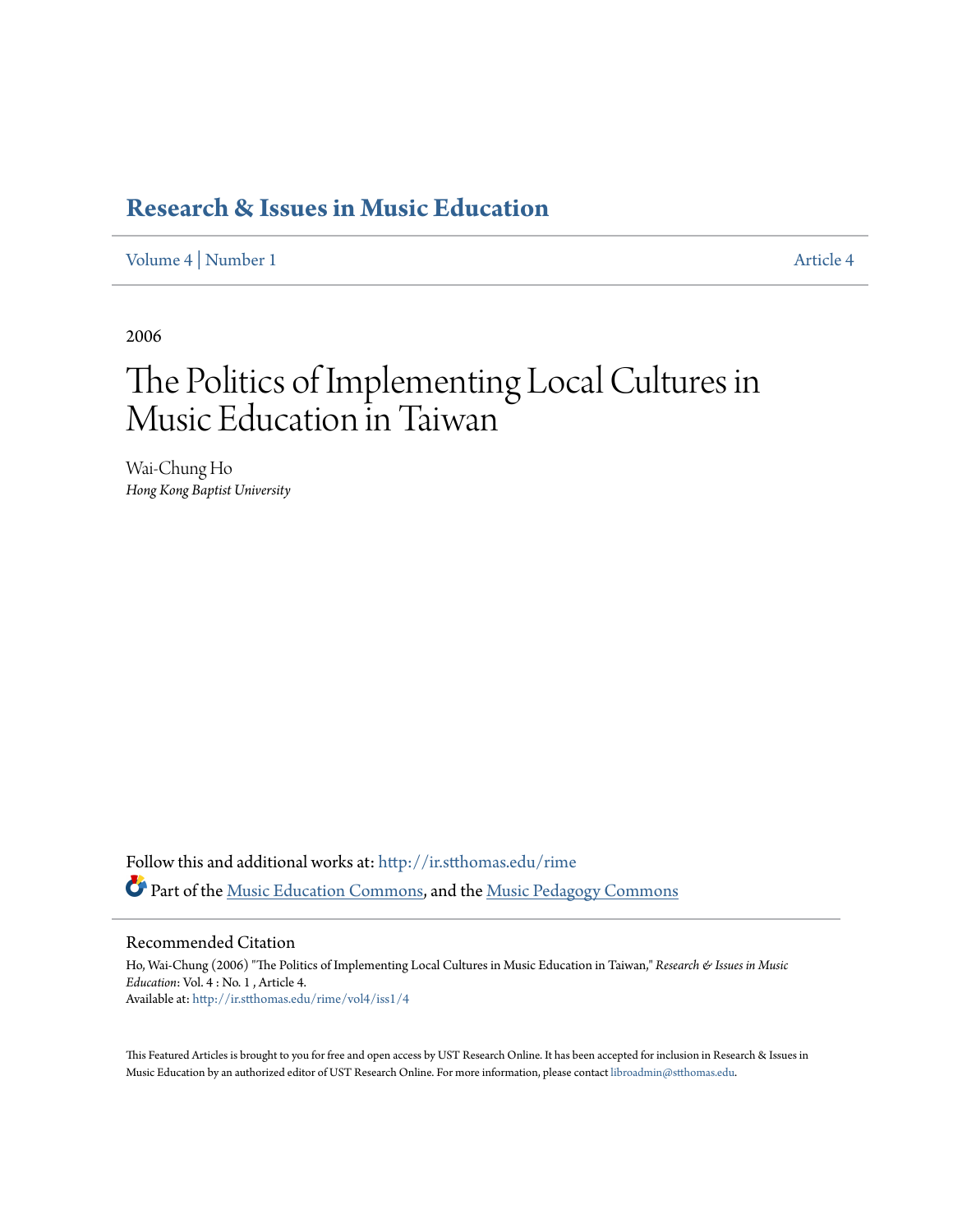# Research & Issues in Music Education

Volume 4 | Number 1 Article 4

2006

# The Politics of Implementing Local Cultures in Music Education in Taiwan

Wai-Chung Ho
*Hong Kong Baptist University*

Follow this and additional works at: http://ir.stthomas.edu/rime

Part of the Music Education Commons, and the Music Pedagogy Commons

## Recommended Citation

Ho, Wai-Chung (2006) "The Politics of Implementing Local Cultures in Music Education in Taiwan," *Research & Issues in Music Education*: Vol. 4 : No. 1 , Article 4.
Available at: http://ir.stthomas.edu/rime/vol4/iss1/4

This Featured Articles is brought to you for free and open access by UST Research Online. It has been accepted for inclusion in Research & Issues in Music Education by an authorized editor of UST Research Online. For more information, please contact libroadmin@stthomas.edu.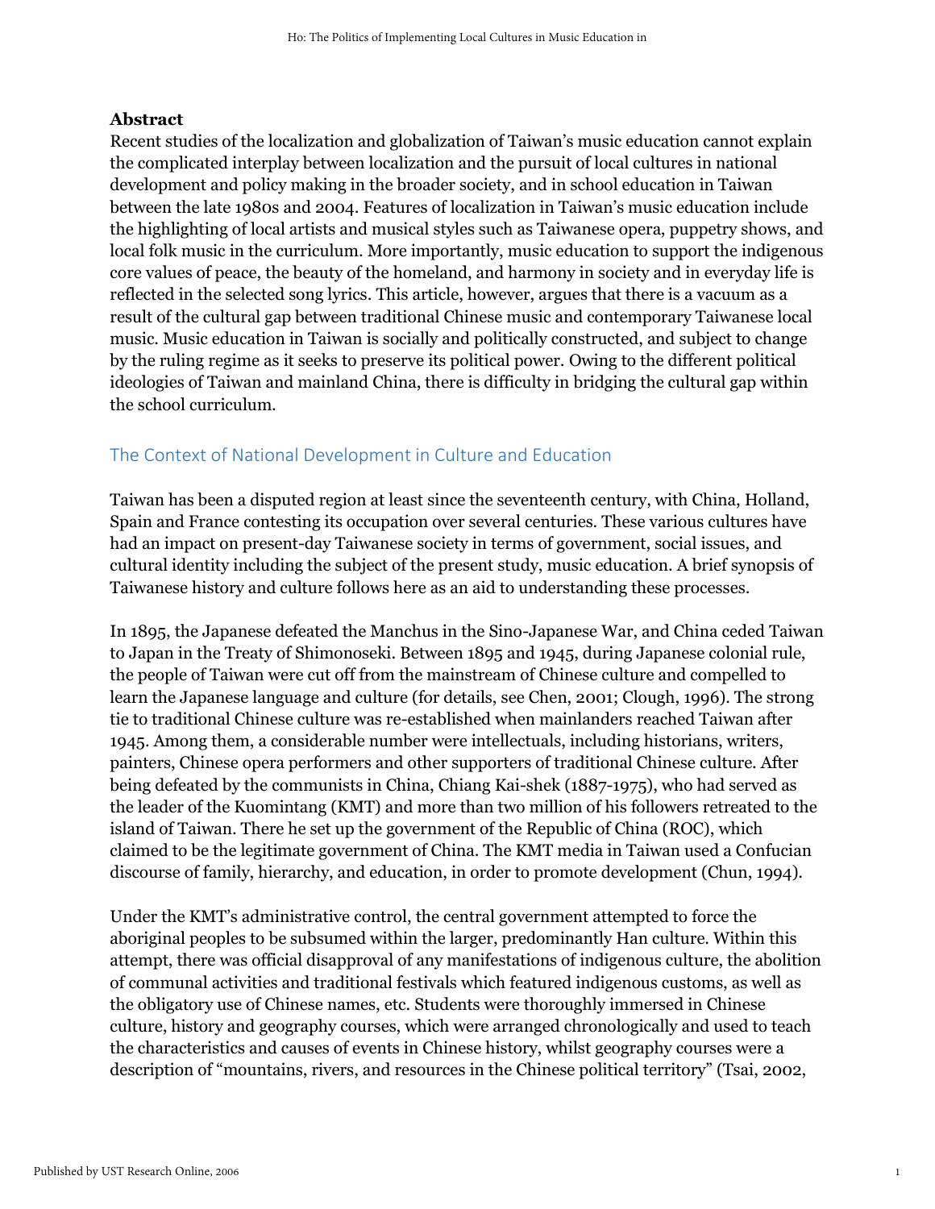## Abstract

Recent studies of the localization and globalization of Taiwan's music education cannot explain the complicated interplay between localization and the pursuit of local cultures in national development and policy making in the broader society, and in school education in Taiwan between the late 1980s and 2004. Features of localization in Taiwan's music education include the highlighting of local artists and musical styles such as Taiwanese opera, puppetry shows, and local folk music in the curriculum. More importantly, music education to support the indigenous core values of peace, the beauty of the homeland, and harmony in society and in everyday life is reflected in the selected song lyrics. This article, however, argues that there is a vacuum as a result of the cultural gap between traditional Chinese music and contemporary Taiwanese local music. Music education in Taiwan is socially and politically constructed, and subject to change by the ruling regime as it seeks to preserve its political power. Owing to the different political ideologies of Taiwan and mainland China, there is difficulty in bridging the cultural gap within the school curriculum.

## The Context of National Development in Culture and Education

Taiwan has been a disputed region at least since the seventeenth century, with China, Holland, Spain and France contesting its occupation over several centuries. These various cultures have had an impact on present-day Taiwanese society in terms of government, social issues, and cultural identity including the subject of the present study, music education. A brief synopsis of Taiwanese history and culture follows here as an aid to understanding these processes.

In 1895, the Japanese defeated the Manchus in the Sino-Japanese War, and China ceded Taiwan to Japan in the Treaty of Shimonoseki. Between 1895 and 1945, during Japanese colonial rule, the people of Taiwan were cut off from the mainstream of Chinese culture and compelled to learn the Japanese language and culture (for details, see Chen, 2001; Clough, 1996). The strong tie to traditional Chinese culture was re-established when mainlanders reached Taiwan after 1945. Among them, a considerable number were intellectuals, including historians, writers, painters, Chinese opera performers and other supporters of traditional Chinese culture. After being defeated by the communists in China, Chiang Kai-shek (1887-1975), who had served as the leader of the Kuomintang (KMT) and more than two million of his followers retreated to the island of Taiwan. There he set up the government of the Republic of China (ROC), which claimed to be the legitimate government of China. The KMT media in Taiwan used a Confucian discourse of family, hierarchy, and education, in order to promote development (Chun, 1994).

Under the KMT's administrative control, the central government attempted to force the aboriginal peoples to be subsumed within the larger, predominantly Han culture. Within this attempt, there was official disapproval of any manifestations of indigenous culture, the abolition of communal activities and traditional festivals which featured indigenous customs, as well as the obligatory use of Chinese names, etc. Students were thoroughly immersed in Chinese culture, history and geography courses, which were arranged chronologically and used to teach the characteristics and causes of events in Chinese history, whilst geography courses were a description of "mountains, rivers, and resources in the Chinese political territory" (Tsai, 2002,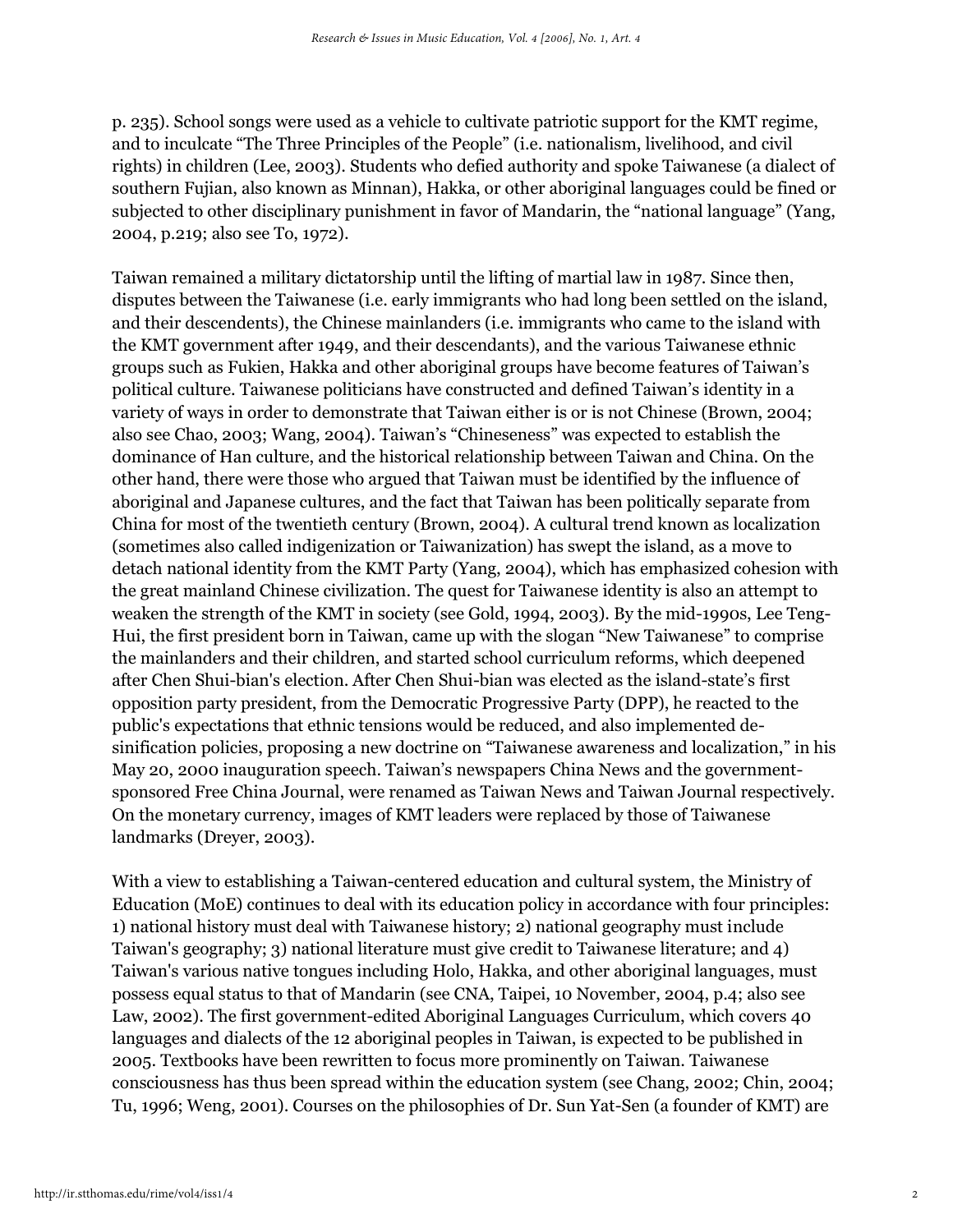p. 235). School songs were used as a vehicle to cultivate patriotic support for the KMT regime, and to inculcate "The Three Principles of the People" (i.e. nationalism, livelihood, and civil rights) in children (Lee, 2003). Students who defied authority and spoke Taiwanese (a dialect of southern Fujian, also known as Minnan), Hakka, or other aboriginal languages could be fined or subjected to other disciplinary punishment in favor of Mandarin, the "national language" (Yang, 2004, p.219; also see To, 1972).

Taiwan remained a military dictatorship until the lifting of martial law in 1987. Since then, disputes between the Taiwanese (i.e. early immigrants who had long been settled on the island, and their descendents), the Chinese mainlanders (i.e. immigrants who came to the island with the KMT government after 1949, and their descendants), and the various Taiwanese ethnic groups such as Fukien, Hakka and other aboriginal groups have become features of Taiwan's political culture. Taiwanese politicians have constructed and defined Taiwan's identity in a variety of ways in order to demonstrate that Taiwan either is or is not Chinese (Brown, 2004; also see Chao, 2003; Wang, 2004). Taiwan's "Chineseness" was expected to establish the dominance of Han culture, and the historical relationship between Taiwan and China. On the other hand, there were those who argued that Taiwan must be identified by the influence of aboriginal and Japanese cultures, and the fact that Taiwan has been politically separate from China for most of the twentieth century (Brown, 2004). A cultural trend known as localization (sometimes also called indigenization or Taiwanization) has swept the island, as a move to detach national identity from the KMT Party (Yang, 2004), which has emphasized cohesion with the great mainland Chinese civilization. The quest for Taiwanese identity is also an attempt to weaken the strength of the KMT in society (see Gold, 1994, 2003). By the mid-1990s, Lee Teng-Hui, the first president born in Taiwan, came up with the slogan "New Taiwanese" to comprise the mainlanders and their children, and started school curriculum reforms, which deepened after Chen Shui-bian's election. After Chen Shui-bian was elected as the island-state's first opposition party president, from the Democratic Progressive Party (DPP), he reacted to the public's expectations that ethnic tensions would be reduced, and also implemented de-sinification policies, proposing a new doctrine on "Taiwanese awareness and localization," in his May 20, 2000 inauguration speech. Taiwan's newspapers China News and the government-sponsored Free China Journal, were renamed as Taiwan News and Taiwan Journal respectively. On the monetary currency, images of KMT leaders were replaced by those of Taiwanese landmarks (Dreyer, 2003).

With a view to establishing a Taiwan-centered education and cultural system, the Ministry of Education (MoE) continues to deal with its education policy in accordance with four principles: 1) national history must deal with Taiwanese history; 2) national geography must include Taiwan's geography; 3) national literature must give credit to Taiwanese literature; and 4) Taiwan's various native tongues including Holo, Hakka, and other aboriginal languages, must possess equal status to that of Mandarin (see CNA, Taipei, 10 November, 2004, p.4; also see Law, 2002). The first government-edited Aboriginal Languages Curriculum, which covers 40 languages and dialects of the 12 aboriginal peoples in Taiwan, is expected to be published in 2005. Textbooks have been rewritten to focus more prominently on Taiwan. Taiwanese consciousness has thus been spread within the education system (see Chang, 2002; Chin, 2004; Tu, 1996; Weng, 2001). Courses on the philosophies of Dr. Sun Yat-Sen (a founder of KMT) are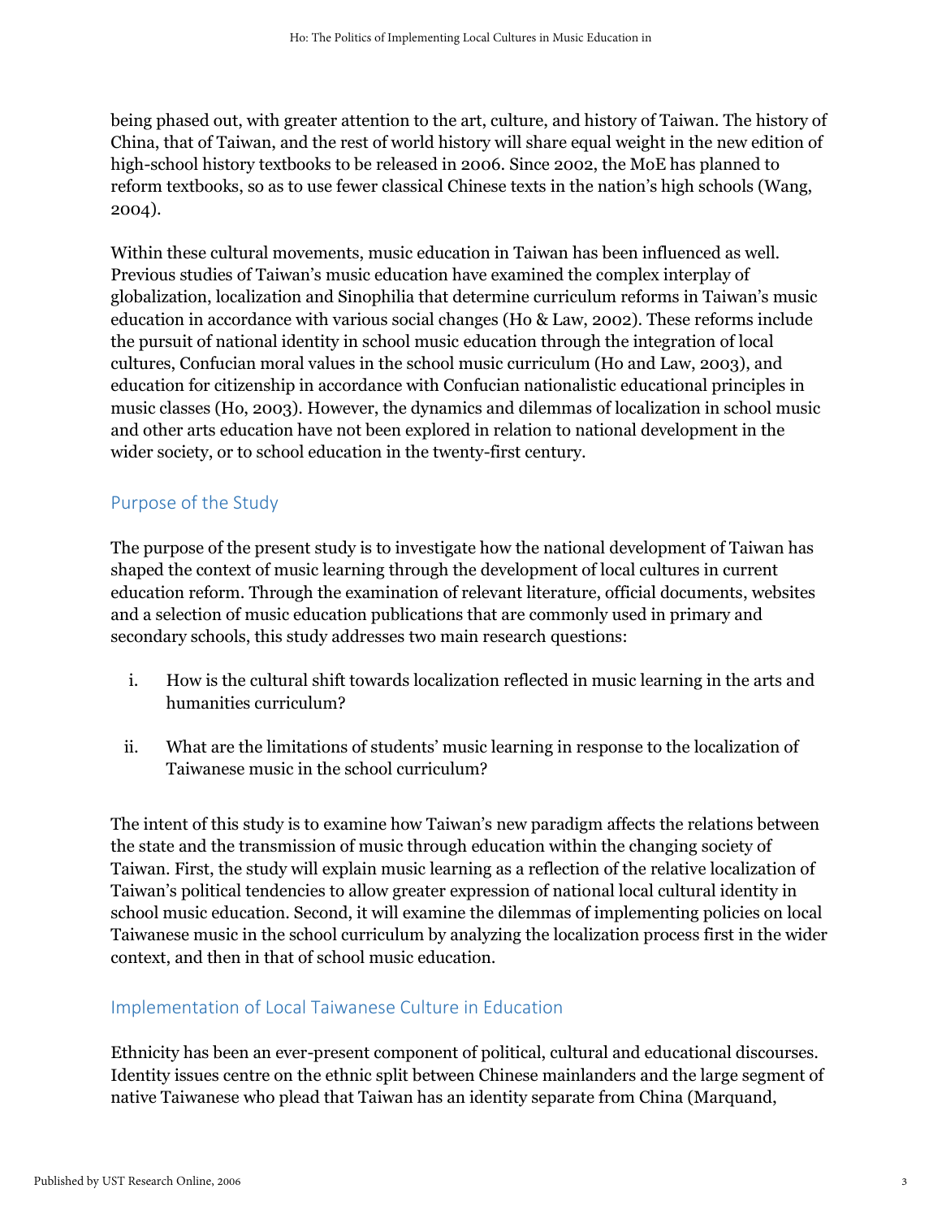being phased out, with greater attention to the art, culture, and history of Taiwan. The history of China, that of Taiwan, and the rest of world history will share equal weight in the new edition of high-school history textbooks to be released in 2006. Since 2002, the MoE has planned to reform textbooks, so as to use fewer classical Chinese texts in the nation's high schools (Wang, 2004).

Within these cultural movements, music education in Taiwan has been influenced as well. Previous studies of Taiwan's music education have examined the complex interplay of globalization, localization and Sinophilia that determine curriculum reforms in Taiwan's music education in accordance with various social changes (Ho & Law, 2002). These reforms include the pursuit of national identity in school music education through the integration of local cultures, Confucian moral values in the school music curriculum (Ho and Law, 2003), and education for citizenship in accordance with Confucian nationalistic educational principles in music classes (Ho, 2003). However, the dynamics and dilemmas of localization in school music and other arts education have not been explored in relation to national development in the wider society, or to school education in the twenty-first century.

## Purpose of the Study

The purpose of the present study is to investigate how the national development of Taiwan has shaped the context of music learning through the development of local cultures in current education reform. Through the examination of relevant literature, official documents, websites and a selection of music education publications that are commonly used in primary and secondary schools, this study addresses two main research questions:

i. How is the cultural shift towards localization reflected in music learning in the arts and humanities curriculum?

ii. What are the limitations of students' music learning in response to the localization of Taiwanese music in the school curriculum?

The intent of this study is to examine how Taiwan's new paradigm affects the relations between the state and the transmission of music through education within the changing society of Taiwan. First, the study will explain music learning as a reflection of the relative localization of Taiwan's political tendencies to allow greater expression of national local cultural identity in school music education. Second, it will examine the dilemmas of implementing policies on local Taiwanese music in the school curriculum by analyzing the localization process first in the wider context, and then in that of school music education.

## Implementation of Local Taiwanese Culture in Education

Ethnicity has been an ever-present component of political, cultural and educational discourses. Identity issues centre on the ethnic split between Chinese mainlanders and the large segment of native Taiwanese who plead that Taiwan has an identity separate from China (Marquand,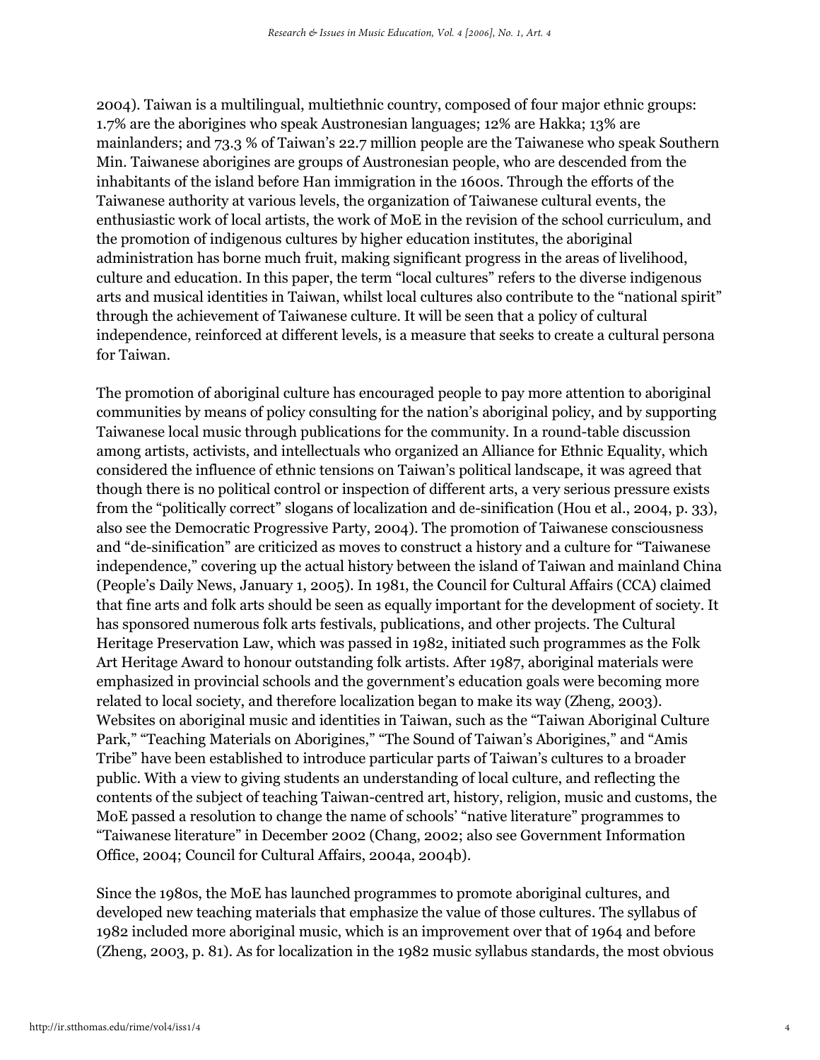2004). Taiwan is a multilingual, multiethnic country, composed of four major ethnic groups: 1.7% are the aborigines who speak Austronesian languages; 12% are Hakka; 13% are mainlanders; and 73.3 % of Taiwan's 22.7 million people are the Taiwanese who speak Southern Min. Taiwanese aborigines are groups of Austronesian people, who are descended from the inhabitants of the island before Han immigration in the 1600s. Through the efforts of the Taiwanese authority at various levels, the organization of Taiwanese cultural events, the enthusiastic work of local artists, the work of MoE in the revision of the school curriculum, and the promotion of indigenous cultures by higher education institutes, the aboriginal administration has borne much fruit, making significant progress in the areas of livelihood, culture and education. In this paper, the term "local cultures" refers to the diverse indigenous arts and musical identities in Taiwan, whilst local cultures also contribute to the "national spirit" through the achievement of Taiwanese culture. It will be seen that a policy of cultural independence, reinforced at different levels, is a measure that seeks to create a cultural persona for Taiwan.

The promotion of aboriginal culture has encouraged people to pay more attention to aboriginal communities by means of policy consulting for the nation's aboriginal policy, and by supporting Taiwanese local music through publications for the community. In a round-table discussion among artists, activists, and intellectuals who organized an Alliance for Ethnic Equality, which considered the influence of ethnic tensions on Taiwan's political landscape, it was agreed that though there is no political control or inspection of different arts, a very serious pressure exists from the "politically correct" slogans of localization and de-sinification (Hou et al., 2004, p. 33), also see the Democratic Progressive Party, 2004). The promotion of Taiwanese consciousness and "de-sinification" are criticized as moves to construct a history and a culture for "Taiwanese independence," covering up the actual history between the island of Taiwan and mainland China (People's Daily News, January 1, 2005). In 1981, the Council for Cultural Affairs (CCA) claimed that fine arts and folk arts should be seen as equally important for the development of society. It has sponsored numerous folk arts festivals, publications, and other projects. The Cultural Heritage Preservation Law, which was passed in 1982, initiated such programmes as the Folk Art Heritage Award to honour outstanding folk artists. After 1987, aboriginal materials were emphasized in provincial schools and the government's education goals were becoming more related to local society, and therefore localization began to make its way (Zheng, 2003). Websites on aboriginal music and identities in Taiwan, such as the "Taiwan Aboriginal Culture Park," "Teaching Materials on Aborigines," "The Sound of Taiwan's Aborigines," and "Amis Tribe" have been established to introduce particular parts of Taiwan's cultures to a broader public. With a view to giving students an understanding of local culture, and reflecting the contents of the subject of teaching Taiwan-centred art, history, religion, music and customs, the MoE passed a resolution to change the name of schools' "native literature" programmes to "Taiwanese literature" in December 2002 (Chang, 2002; also see Government Information Office, 2004; Council for Cultural Affairs, 2004a, 2004b).

Since the 1980s, the MoE has launched programmes to promote aboriginal cultures, and developed new teaching materials that emphasize the value of those cultures. The syllabus of 1982 included more aboriginal music, which is an improvement over that of 1964 and before (Zheng, 2003, p. 81). As for localization in the 1982 music syllabus standards, the most obvious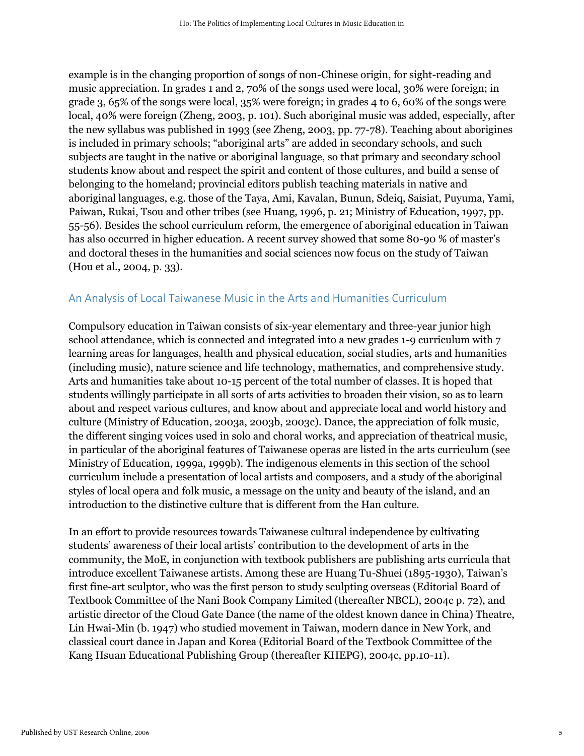example is in the changing proportion of songs of non-Chinese origin, for sight-reading and music appreciation. In grades 1 and 2, 70% of the songs used were local, 30% were foreign; in grade 3, 65% of the songs were local, 35% were foreign; in grades 4 to 6, 60% of the songs were local, 40% were foreign (Zheng, 2003, p. 101). Such aboriginal music was added, especially, after the new syllabus was published in 1993 (see Zheng, 2003, pp. 77-78). Teaching about aborigines is included in primary schools; "aboriginal arts" are added in secondary schools, and such subjects are taught in the native or aboriginal language, so that primary and secondary school students know about and respect the spirit and content of those cultures, and build a sense of belonging to the homeland; provincial editors publish teaching materials in native and aboriginal languages, e.g. those of the Taya, Ami, Kavalan, Bunun, Sdeiq, Saisiat, Puyuma, Yami, Paiwan, Rukai, Tsou and other tribes (see Huang, 1996, p. 21; Ministry of Education, 1997, pp. 55-56). Besides the school curriculum reform, the emergence of aboriginal education in Taiwan has also occurred in higher education. A recent survey showed that some 80-90 % of master's and doctoral theses in the humanities and social sciences now focus on the study of Taiwan (Hou et al., 2004, p. 33).

## An Analysis of Local Taiwanese Music in the Arts and Humanities Curriculum

Compulsory education in Taiwan consists of six-year elementary and three-year junior high school attendance, which is connected and integrated into a new grades 1-9 curriculum with 7 learning areas for languages, health and physical education, social studies, arts and humanities (including music), nature science and life technology, mathematics, and comprehensive study. Arts and humanities take about 10-15 percent of the total number of classes. It is hoped that students willingly participate in all sorts of arts activities to broaden their vision, so as to learn about and respect various cultures, and know about and appreciate local and world history and culture (Ministry of Education, 2003a, 2003b, 2003c). Dance, the appreciation of folk music, the different singing voices used in solo and choral works, and appreciation of theatrical music, in particular of the aboriginal features of Taiwanese operas are listed in the arts curriculum (see Ministry of Education, 1999a, 1999b). The indigenous elements in this section of the school curriculum include a presentation of local artists and composers, and a study of the aboriginal styles of local opera and folk music, a message on the unity and beauty of the island, and an introduction to the distinctive culture that is different from the Han culture.

In an effort to provide resources towards Taiwanese cultural independence by cultivating students' awareness of their local artists' contribution to the development of arts in the community, the MoE, in conjunction with textbook publishers are publishing arts curricula that introduce excellent Taiwanese artists. Among these are Huang Tu-Shuei (1895-1930), Taiwan's first fine-art sculptor, who was the first person to study sculpting overseas (Editorial Board of Textbook Committee of the Nani Book Company Limited (thereafter NBCL), 2004c p. 72), and artistic director of the Cloud Gate Dance (the name of the oldest known dance in China) Theatre, Lin Hwai-Min (b. 1947) who studied movement in Taiwan, modern dance in New York, and classical court dance in Japan and Korea (Editorial Board of the Textbook Committee of the Kang Hsuan Educational Publishing Group (thereafter KHEPG), 2004c, pp.10-11).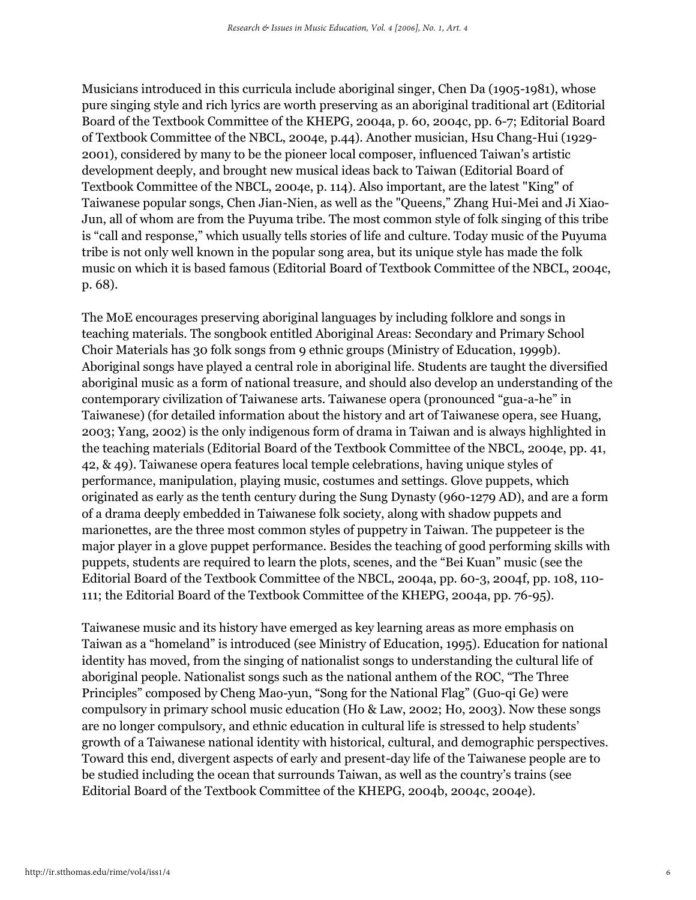Musicians introduced in this curricula include aboriginal singer, Chen Da (1905-1981), whose pure singing style and rich lyrics are worth preserving as an aboriginal traditional art (Editorial Board of the Textbook Committee of the KHEPG, 2004a, p. 60, 2004c, pp. 6-7; Editorial Board of Textbook Committee of the NBCL, 2004e, p.44). Another musician, Hsu Chang-Hui (1929-2001), considered by many to be the pioneer local composer, influenced Taiwan's artistic development deeply, and brought new musical ideas back to Taiwan (Editorial Board of Textbook Committee of the NBCL, 2004e, p. 114). Also important, are the latest "King" of Taiwanese popular songs, Chen Jian-Nien, as well as the "Queens," Zhang Hui-Mei and Ji Xiao-Jun, all of whom are from the Puyuma tribe. The most common style of folk singing of this tribe is "call and response," which usually tells stories of life and culture. Today music of the Puyuma tribe is not only well known in the popular song area, but its unique style has made the folk music on which it is based famous (Editorial Board of Textbook Committee of the NBCL, 2004c, p. 68).

The MoE encourages preserving aboriginal languages by including folklore and songs in teaching materials. The songbook entitled Aboriginal Areas: Secondary and Primary School Choir Materials has 30 folk songs from 9 ethnic groups (Ministry of Education, 1999b). Aboriginal songs have played a central role in aboriginal life. Students are taught the diversified aboriginal music as a form of national treasure, and should also develop an understanding of the contemporary civilization of Taiwanese arts. Taiwanese opera (pronounced "gua-a-he" in Taiwanese) (for detailed information about the history and art of Taiwanese opera, see Huang, 2003; Yang, 2002) is the only indigenous form of drama in Taiwan and is always highlighted in the teaching materials (Editorial Board of the Textbook Committee of the NBCL, 2004e, pp. 41, 42, & 49). Taiwanese opera features local temple celebrations, having unique styles of performance, manipulation, playing music, costumes and settings. Glove puppets, which originated as early as the tenth century during the Sung Dynasty (960-1279 AD), and are a form of a drama deeply embedded in Taiwanese folk society, along with shadow puppets and marionettes, are the three most common styles of puppetry in Taiwan. The puppeteer is the major player in a glove puppet performance. Besides the teaching of good performing skills with puppets, students are required to learn the plots, scenes, and the "Bei Kuan" music (see the Editorial Board of the Textbook Committee of the NBCL, 2004a, pp. 60-3, 2004f, pp. 108, 110-111; the Editorial Board of the Textbook Committee of the KHEPG, 2004a, pp. 76-95).

Taiwanese music and its history have emerged as key learning areas as more emphasis on Taiwan as a "homeland" is introduced (see Ministry of Education, 1995). Education for national identity has moved, from the singing of nationalist songs to understanding the cultural life of aboriginal people. Nationalist songs such as the national anthem of the ROC, "The Three Principles" composed by Cheng Mao-yun, "Song for the National Flag" (Guo-qi Ge) were compulsory in primary school music education (Ho & Law, 2002; Ho, 2003). Now these songs are no longer compulsory, and ethnic education in cultural life is stressed to help students' growth of a Taiwanese national identity with historical, cultural, and demographic perspectives. Toward this end, divergent aspects of early and present-day life of the Taiwanese people are to be studied including the ocean that surrounds Taiwan, as well as the country's trains (see Editorial Board of the Textbook Committee of the KHEPG, 2004b, 2004c, 2004e).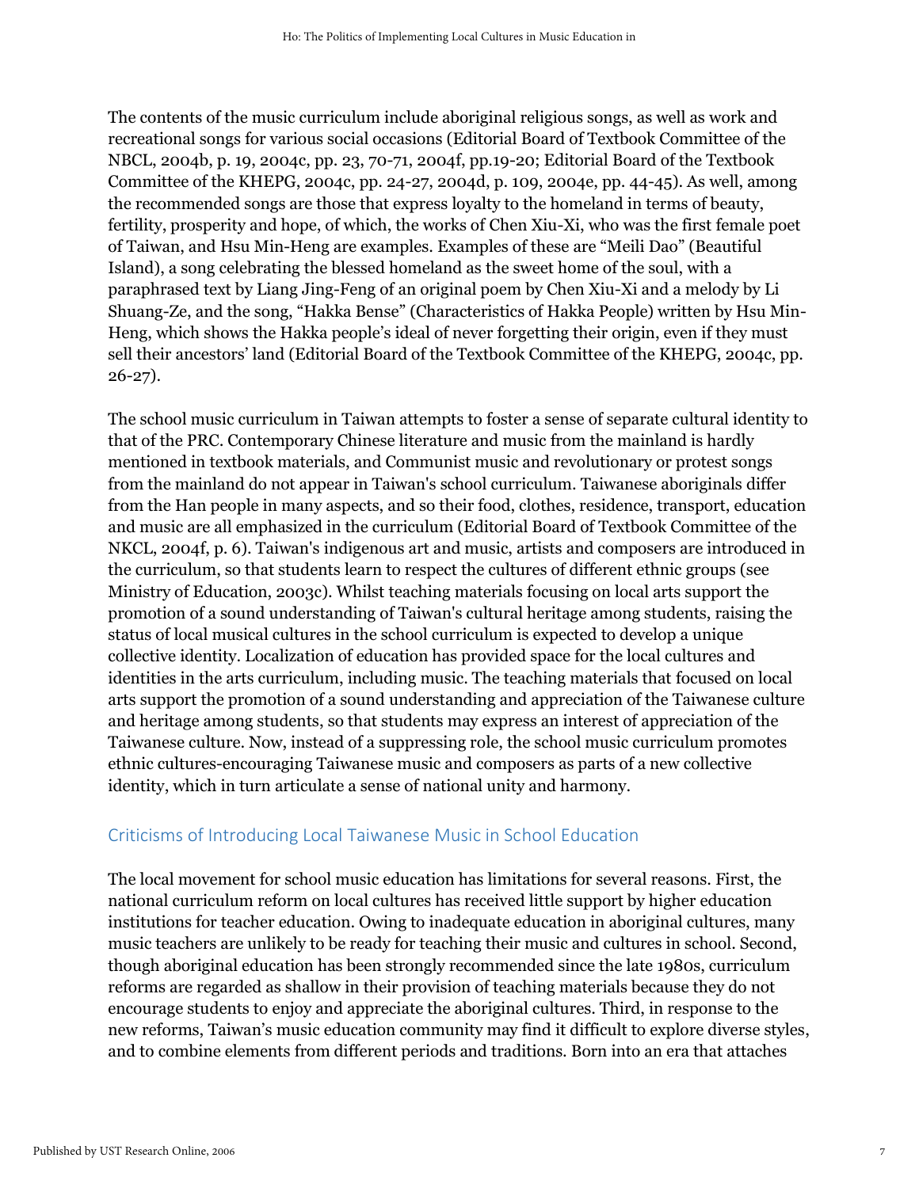The contents of the music curriculum include aboriginal religious songs, as well as work and recreational songs for various social occasions (Editorial Board of Textbook Committee of the NBCL, 2004b, p. 19, 2004c, pp. 23, 70-71, 2004f, pp.19-20; Editorial Board of the Textbook Committee of the KHEPG, 2004c, pp. 24-27, 2004d, p. 109, 2004e, pp. 44-45). As well, among the recommended songs are those that express loyalty to the homeland in terms of beauty, fertility, prosperity and hope, of which, the works of Chen Xiu-Xi, who was the first female poet of Taiwan, and Hsu Min-Heng are examples. Examples of these are "Meili Dao" (Beautiful Island), a song celebrating the blessed homeland as the sweet home of the soul, with a paraphrased text by Liang Jing-Feng of an original poem by Chen Xiu-Xi and a melody by Li Shuang-Ze, and the song, "Hakka Bense" (Characteristics of Hakka People) written by Hsu Min-Heng, which shows the Hakka people's ideal of never forgetting their origin, even if they must sell their ancestors' land (Editorial Board of the Textbook Committee of the KHEPG, 2004c, pp. 26-27).

The school music curriculum in Taiwan attempts to foster a sense of separate cultural identity to that of the PRC. Contemporary Chinese literature and music from the mainland is hardly mentioned in textbook materials, and Communist music and revolutionary or protest songs from the mainland do not appear in Taiwan's school curriculum. Taiwanese aboriginals differ from the Han people in many aspects, and so their food, clothes, residence, transport, education and music are all emphasized in the curriculum (Editorial Board of Textbook Committee of the NKCL, 2004f, p. 6). Taiwan's indigenous art and music, artists and composers are introduced in the curriculum, so that students learn to respect the cultures of different ethnic groups (see Ministry of Education, 2003c). Whilst teaching materials focusing on local arts support the promotion of a sound understanding of Taiwan's cultural heritage among students, raising the status of local musical cultures in the school curriculum is expected to develop a unique collective identity. Localization of education has provided space for the local cultures and identities in the arts curriculum, including music. The teaching materials that focused on local arts support the promotion of a sound understanding and appreciation of the Taiwanese culture and heritage among students, so that students may express an interest of appreciation of the Taiwanese culture. Now, instead of a suppressing role, the school music curriculum promotes ethnic cultures-encouraging Taiwanese music and composers as parts of a new collective identity, which in turn articulate a sense of national unity and harmony.

## Criticisms of Introducing Local Taiwanese Music in School Education

The local movement for school music education has limitations for several reasons. First, the national curriculum reform on local cultures has received little support by higher education institutions for teacher education. Owing to inadequate education in aboriginal cultures, many music teachers are unlikely to be ready for teaching their music and cultures in school. Second, though aboriginal education has been strongly recommended since the late 1980s, curriculum reforms are regarded as shallow in their provision of teaching materials because they do not encourage students to enjoy and appreciate the aboriginal cultures. Third, in response to the new reforms, Taiwan's music education community may find it difficult to explore diverse styles, and to combine elements from different periods and traditions. Born into an era that attaches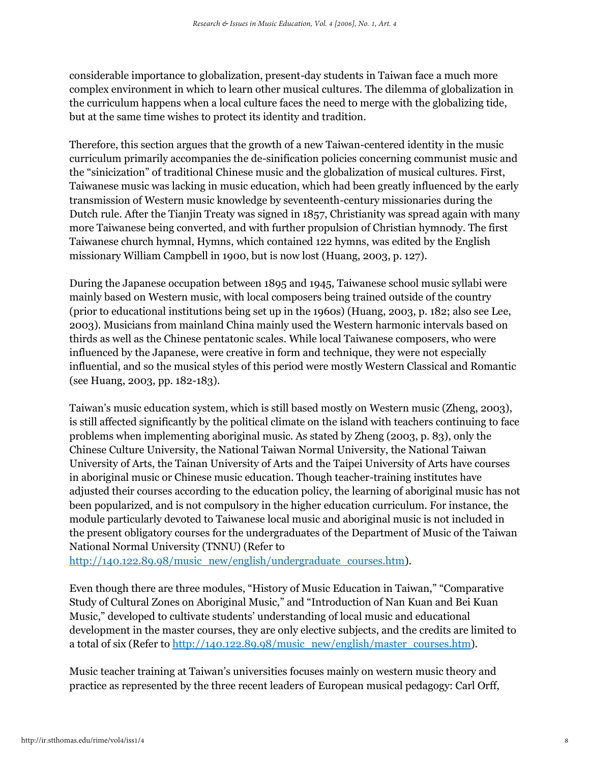considerable importance to globalization, present-day students in Taiwan face a much more complex environment in which to learn other musical cultures. The dilemma of globalization in the curriculum happens when a local culture faces the need to merge with the globalizing tide, but at the same time wishes to protect its identity and tradition.

Therefore, this section argues that the growth of a new Taiwan-centered identity in the music curriculum primarily accompanies the de-sinification policies concerning communist music and the "sinicization" of traditional Chinese music and the globalization of musical cultures. First, Taiwanese music was lacking in music education, which had been greatly influenced by the early transmission of Western music knowledge by seventeenth-century missionaries during the Dutch rule. After the Tianjin Treaty was signed in 1857, Christianity was spread again with many more Taiwanese being converted, and with further propulsion of Christian hymnody. The first Taiwanese church hymnal, Hymns, which contained 122 hymns, was edited by the English missionary William Campbell in 1900, but is now lost (Huang, 2003, p. 127).

During the Japanese occupation between 1895 and 1945, Taiwanese school music syllabi were mainly based on Western music, with local composers being trained outside of the country (prior to educational institutions being set up in the 1960s) (Huang, 2003, p. 182; also see Lee, 2003). Musicians from mainland China mainly used the Western harmonic intervals based on thirds as well as the Chinese pentatonic scales. While local Taiwanese composers, who were influenced by the Japanese, were creative in form and technique, they were not especially influential, and so the musical styles of this period were mostly Western Classical and Romantic (see Huang, 2003, pp. 182-183).

Taiwan's music education system, which is still based mostly on Western music (Zheng, 2003), is still affected significantly by the political climate on the island with teachers continuing to face problems when implementing aboriginal music. As stated by Zheng (2003, p. 83), only the Chinese Culture University, the National Taiwan Normal University, the National Taiwan University of Arts, the Tainan University of Arts and the Taipei University of Arts have courses in aboriginal music or Chinese music education. Though teacher-training institutes have adjusted their courses according to the education policy, the learning of aboriginal music has not been popularized, and is not compulsory in the higher education curriculum. For instance, the module particularly devoted to Taiwanese local music and aboriginal music is not included in the present obligatory courses for the undergraduates of the Department of Music of the Taiwan National Normal University (TNNU) (Refer to http://140.122.89.98/music_new/english/undergraduate_courses.htm).

Even though there are three modules, "History of Music Education in Taiwan," "Comparative Study of Cultural Zones on Aboriginal Music," and "Introduction of Nan Kuan and Bei Kuan Music," developed to cultivate students' understanding of local music and educational development in the master courses, they are only elective subjects, and the credits are limited to a total of six (Refer to http://140.122.89.98/music_new/english/master_courses.htm).

Music teacher training at Taiwan's universities focuses mainly on western music theory and practice as represented by the three recent leaders of European musical pedagogy: Carl Orff,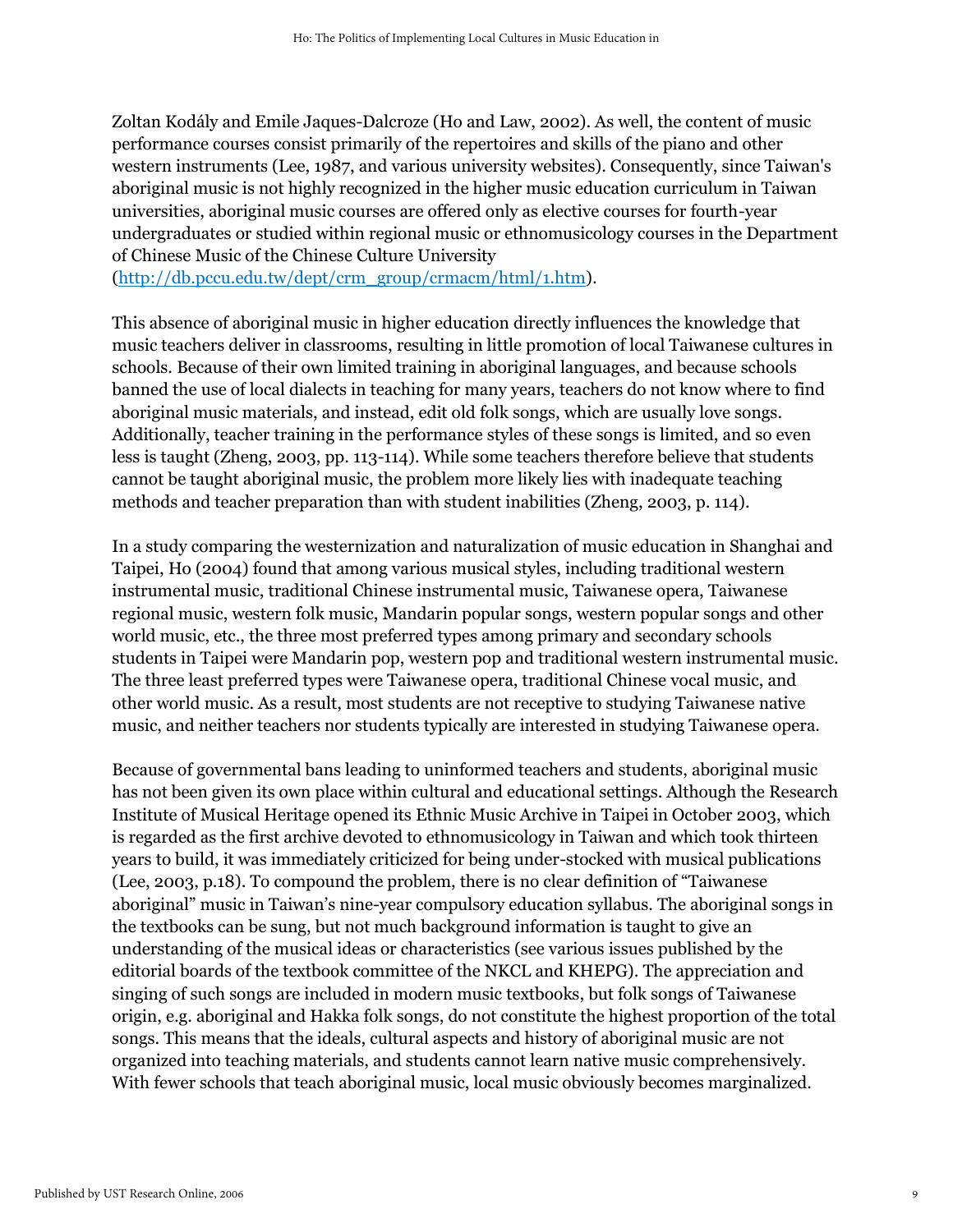Zoltan Kodály and Emile Jaques-Dalcroze (Ho and Law, 2002). As well, the content of music performance courses consist primarily of the repertoires and skills of the piano and other western instruments (Lee, 1987, and various university websites). Consequently, since Taiwan's aboriginal music is not highly recognized in the higher music education curriculum in Taiwan universities, aboriginal music courses are offered only as elective courses for fourth-year undergraduates or studied within regional music or ethnomusicology courses in the Department of Chinese Music of the Chinese Culture University (http://db.pccu.edu.tw/dept/crm_group/crmacm/html/1.htm).

This absence of aboriginal music in higher education directly influences the knowledge that music teachers deliver in classrooms, resulting in little promotion of local Taiwanese cultures in schools. Because of their own limited training in aboriginal languages, and because schools banned the use of local dialects in teaching for many years, teachers do not know where to find aboriginal music materials, and instead, edit old folk songs, which are usually love songs. Additionally, teacher training in the performance styles of these songs is limited, and so even less is taught (Zheng, 2003, pp. 113-114). While some teachers therefore believe that students cannot be taught aboriginal music, the problem more likely lies with inadequate teaching methods and teacher preparation than with student inabilities (Zheng, 2003, p. 114).

In a study comparing the westernization and naturalization of music education in Shanghai and Taipei, Ho (2004) found that among various musical styles, including traditional western instrumental music, traditional Chinese instrumental music, Taiwanese opera, Taiwanese regional music, western folk music, Mandarin popular songs, western popular songs and other world music, etc., the three most preferred types among primary and secondary schools students in Taipei were Mandarin pop, western pop and traditional western instrumental music. The three least preferred types were Taiwanese opera, traditional Chinese vocal music, and other world music. As a result, most students are not receptive to studying Taiwanese native music, and neither teachers nor students typically are interested in studying Taiwanese opera.

Because of governmental bans leading to uninformed teachers and students, aboriginal music has not been given its own place within cultural and educational settings. Although the Research Institute of Musical Heritage opened its Ethnic Music Archive in Taipei in October 2003, which is regarded as the first archive devoted to ethnomusicology in Taiwan and which took thirteen years to build, it was immediately criticized for being under-stocked with musical publications (Lee, 2003, p.18). To compound the problem, there is no clear definition of "Taiwanese aboriginal" music in Taiwan's nine-year compulsory education syllabus. The aboriginal songs in the textbooks can be sung, but not much background information is taught to give an understanding of the musical ideas or characteristics (see various issues published by the editorial boards of the textbook committee of the NKCL and KHEPG). The appreciation and singing of such songs are included in modern music textbooks, but folk songs of Taiwanese origin, e.g. aboriginal and Hakka folk songs, do not constitute the highest proportion of the total songs. This means that the ideals, cultural aspects and history of aboriginal music are not organized into teaching materials, and students cannot learn native music comprehensively. With fewer schools that teach aboriginal music, local music obviously becomes marginalized.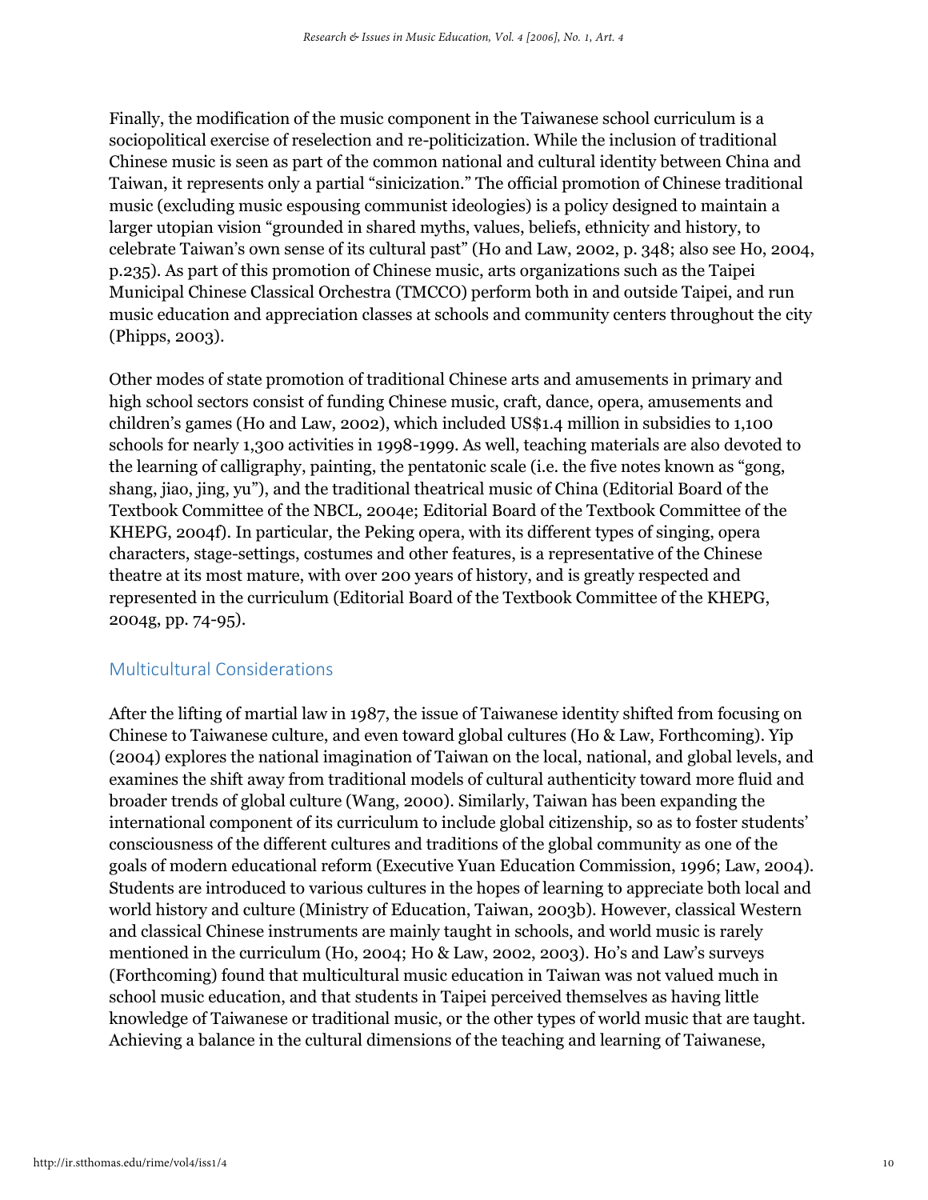Finally, the modification of the music component in the Taiwanese school curriculum is a sociopolitical exercise of reselection and re-politicization. While the inclusion of traditional Chinese music is seen as part of the common national and cultural identity between China and Taiwan, it represents only a partial "sinicization." The official promotion of Chinese traditional music (excluding music espousing communist ideologies) is a policy designed to maintain a larger utopian vision "grounded in shared myths, values, beliefs, ethnicity and history, to celebrate Taiwan's own sense of its cultural past" (Ho and Law, 2002, p. 348; also see Ho, 2004, p.235). As part of this promotion of Chinese music, arts organizations such as the Taipei Municipal Chinese Classical Orchestra (TMCCO) perform both in and outside Taipei, and run music education and appreciation classes at schools and community centers throughout the city (Phipps, 2003).

Other modes of state promotion of traditional Chinese arts and amusements in primary and high school sectors consist of funding Chinese music, craft, dance, opera, amusements and children's games (Ho and Law, 2002), which included US$1.4 million in subsidies to 1,100 schools for nearly 1,300 activities in 1998-1999. As well, teaching materials are also devoted to the learning of calligraphy, painting, the pentatonic scale (i.e. the five notes known as "gong, shang, jiao, jing, yu"), and the traditional theatrical music of China (Editorial Board of the Textbook Committee of the NBCL, 2004e; Editorial Board of the Textbook Committee of the KHEPG, 2004f). In particular, the Peking opera, with its different types of singing, opera characters, stage-settings, costumes and other features, is a representative of the Chinese theatre at its most mature, with over 200 years of history, and is greatly respected and represented in the curriculum (Editorial Board of the Textbook Committee of the KHEPG, 2004g, pp. 74-95).

## Multicultural Considerations

After the lifting of martial law in 1987, the issue of Taiwanese identity shifted from focusing on Chinese to Taiwanese culture, and even toward global cultures (Ho & Law, Forthcoming). Yip (2004) explores the national imagination of Taiwan on the local, national, and global levels, and examines the shift away from traditional models of cultural authenticity toward more fluid and broader trends of global culture (Wang, 2000). Similarly, Taiwan has been expanding the international component of its curriculum to include global citizenship, so as to foster students' consciousness of the different cultures and traditions of the global community as one of the goals of modern educational reform (Executive Yuan Education Commission, 1996; Law, 2004). Students are introduced to various cultures in the hopes of learning to appreciate both local and world history and culture (Ministry of Education, Taiwan, 2003b). However, classical Western and classical Chinese instruments are mainly taught in schools, and world music is rarely mentioned in the curriculum (Ho, 2004; Ho & Law, 2002, 2003). Ho's and Law's surveys (Forthcoming) found that multicultural music education in Taiwan was not valued much in school music education, and that students in Taipei perceived themselves as having little knowledge of Taiwanese or traditional music, or the other types of world music that are taught. Achieving a balance in the cultural dimensions of the teaching and learning of Taiwanese,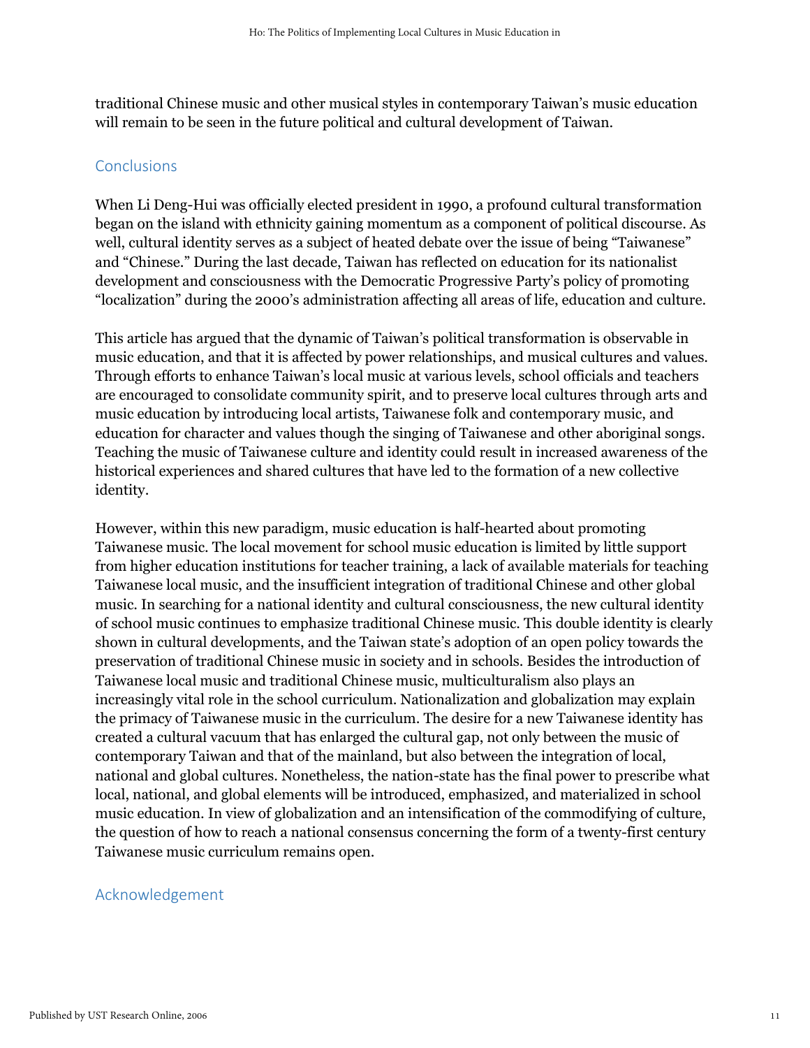traditional Chinese music and other musical styles in contemporary Taiwan's music education will remain to be seen in the future political and cultural development of Taiwan.

## Conclusions

When Li Deng-Hui was officially elected president in 1990, a profound cultural transformation began on the island with ethnicity gaining momentum as a component of political discourse. As well, cultural identity serves as a subject of heated debate over the issue of being "Taiwanese" and "Chinese." During the last decade, Taiwan has reflected on education for its nationalist development and consciousness with the Democratic Progressive Party's policy of promoting "localization" during the 2000's administration affecting all areas of life, education and culture.

This article has argued that the dynamic of Taiwan's political transformation is observable in music education, and that it is affected by power relationships, and musical cultures and values. Through efforts to enhance Taiwan's local music at various levels, school officials and teachers are encouraged to consolidate community spirit, and to preserve local cultures through arts and music education by introducing local artists, Taiwanese folk and contemporary music, and education for character and values though the singing of Taiwanese and other aboriginal songs. Teaching the music of Taiwanese culture and identity could result in increased awareness of the historical experiences and shared cultures that have led to the formation of a new collective identity.

However, within this new paradigm, music education is half-hearted about promoting Taiwanese music. The local movement for school music education is limited by little support from higher education institutions for teacher training, a lack of available materials for teaching Taiwanese local music, and the insufficient integration of traditional Chinese and other global music. In searching for a national identity and cultural consciousness, the new cultural identity of school music continues to emphasize traditional Chinese music. This double identity is clearly shown in cultural developments, and the Taiwan state's adoption of an open policy towards the preservation of traditional Chinese music in society and in schools. Besides the introduction of Taiwanese local music and traditional Chinese music, multiculturalism also plays an increasingly vital role in the school curriculum. Nationalization and globalization may explain the primacy of Taiwanese music in the curriculum. The desire for a new Taiwanese identity has created a cultural vacuum that has enlarged the cultural gap, not only between the music of contemporary Taiwan and that of the mainland, but also between the integration of local, national and global cultures. Nonetheless, the nation-state has the final power to prescribe what local, national, and global elements will be introduced, emphasized, and materialized in school music education. In view of globalization and an intensification of the commodifying of culture, the question of how to reach a national consensus concerning the form of a twenty-first century Taiwanese music curriculum remains open.

## Acknowledgement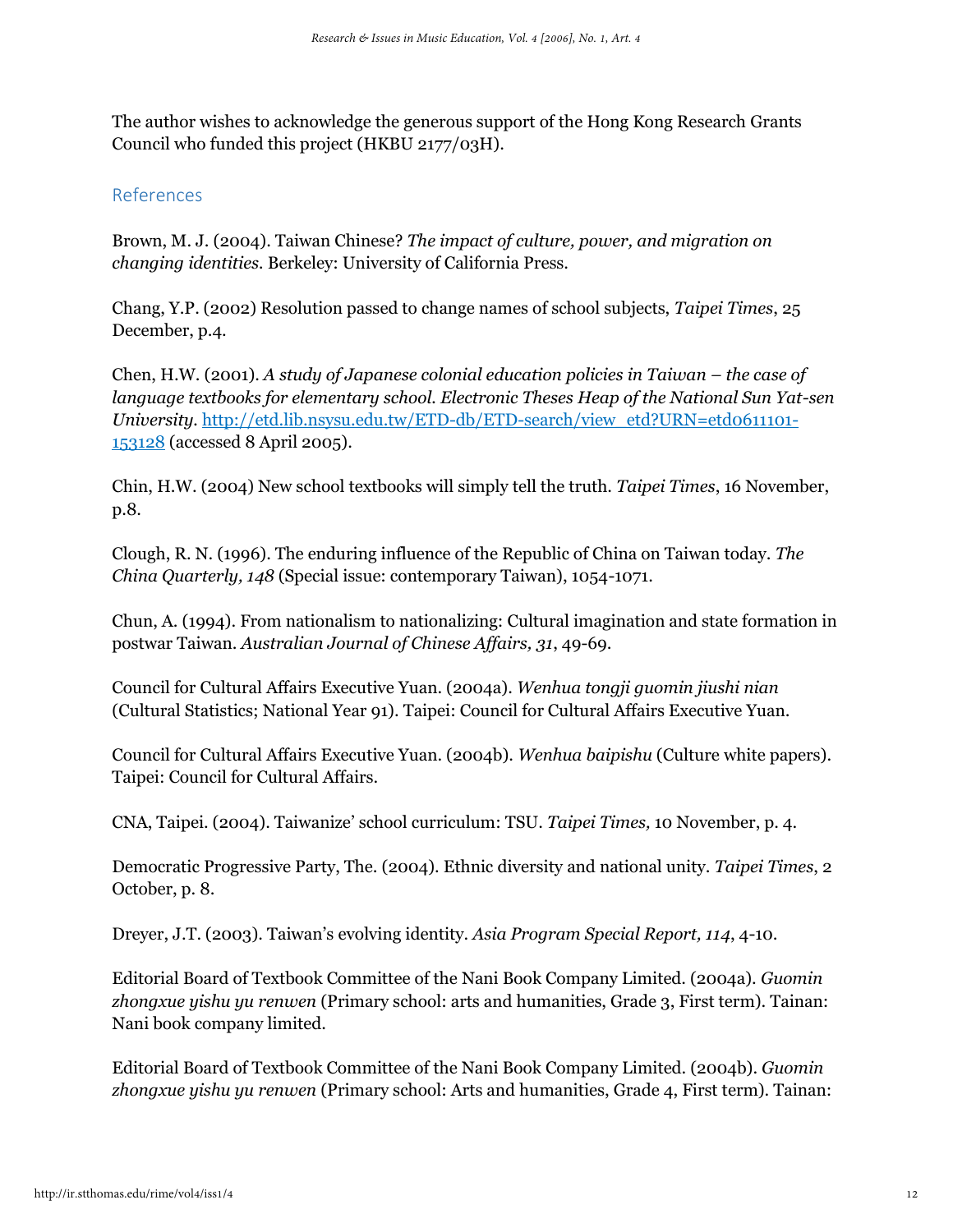The author wishes to acknowledge the generous support of the Hong Kong Research Grants Council who funded this project (HKBU 2177/03H).

## References

Brown, M. J. (2004). Taiwan Chinese? *The impact of culture, power, and migration on changing identities*. Berkeley: University of California Press.

Chang, Y.P. (2002) Resolution passed to change names of school subjects, *Taipei Times*, 25 December, p.4.

Chen, H.W. (2001). *A study of Japanese colonial education policies in Taiwan – the case of language textbooks for elementary school. Electronic Theses Heap of the National Sun Yat-sen University*. [http://etd.lib.nsysu.edu.tw/ETD-db/ETD-search/view_etd?URN=etd0611101-153128](http://etd.lib.nsysu.edu.tw/ETD-db/ETD-search/view_etd?URN=etd0611101-153128) (accessed 8 April 2005).

Chin, H.W. (2004) New school textbooks will simply tell the truth. *Taipei Times*, 16 November, p.8.

Clough, R. N. (1996). The enduring influence of the Republic of China on Taiwan today. *The China Quarterly, 148* (Special issue: contemporary Taiwan), 1054-1071.

Chun, A. (1994). From nationalism to nationalizing: Cultural imagination and state formation in postwar Taiwan. *Australian Journal of Chinese Affairs, 31*, 49-69.

Council for Cultural Affairs Executive Yuan. (2004a). *Wenhua tongji guomin jiushi nian* (Cultural Statistics; National Year 91). Taipei: Council for Cultural Affairs Executive Yuan.

Council for Cultural Affairs Executive Yuan. (2004b). *Wenhua baipishu* (Culture white papers). Taipei: Council for Cultural Affairs.

CNA, Taipei. (2004). Taiwanize' school curriculum: TSU. *Taipei Times,* 10 November, p. 4.

Democratic Progressive Party, The. (2004). Ethnic diversity and national unity. *Taipei Times*, 2 October, p. 8.

Dreyer, J.T. (2003). Taiwan's evolving identity. *Asia Program Special Report, 114*, 4-10.

Editorial Board of Textbook Committee of the Nani Book Company Limited. (2004a). *Guomin zhongxue yishu yu renwen* (Primary school: arts and humanities, Grade 3, First term). Tainan: Nani book company limited.

Editorial Board of Textbook Committee of the Nani Book Company Limited. (2004b). *Guomin zhongxue yishu yu renwen* (Primary school: Arts and humanities, Grade 4, First term). Tainan: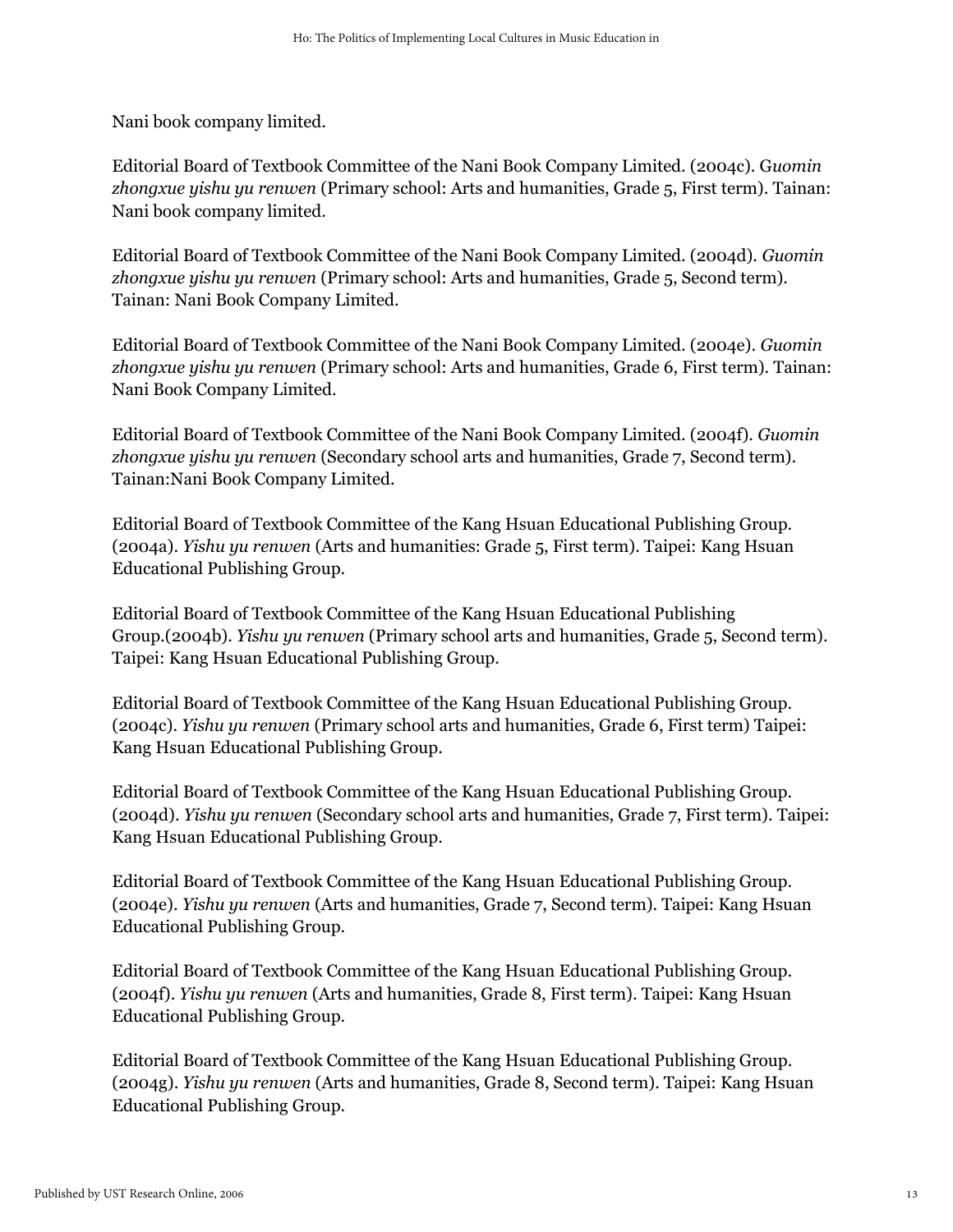Nani book company limited.

Editorial Board of Textbook Committee of the Nani Book Company Limited. (2004c). G*uomin zhongxue yishu yu renwen* (Primary school: Arts and humanities, Grade 5, First term). Tainan: Nani book company limited.

Editorial Board of Textbook Committee of the Nani Book Company Limited. (2004d). *Guomin zhongxue yishu yu renwen* (Primary school: Arts and humanities, Grade 5, Second term). Tainan: Nani Book Company Limited.

Editorial Board of Textbook Committee of the Nani Book Company Limited. (2004e). *Guomin zhongxue yishu yu renwen* (Primary school: Arts and humanities, Grade 6, First term). Tainan: Nani Book Company Limited.

Editorial Board of Textbook Committee of the Nani Book Company Limited. (2004f). *Guomin zhongxue yishu yu renwen* (Secondary school arts and humanities, Grade 7, Second term). Tainan:Nani Book Company Limited.

Editorial Board of Textbook Committee of the Kang Hsuan Educational Publishing Group. (2004a). *Yishu yu renwen* (Arts and humanities: Grade 5, First term). Taipei: Kang Hsuan Educational Publishing Group.

Editorial Board of Textbook Committee of the Kang Hsuan Educational Publishing Group.(2004b). *Yishu yu renwen* (Primary school arts and humanities, Grade 5, Second term). Taipei: Kang Hsuan Educational Publishing Group.

Editorial Board of Textbook Committee of the Kang Hsuan Educational Publishing Group. (2004c). *Yishu yu renwen* (Primary school arts and humanities, Grade 6, First term) Taipei: Kang Hsuan Educational Publishing Group.

Editorial Board of Textbook Committee of the Kang Hsuan Educational Publishing Group. (2004d). *Yishu yu renwen* (Secondary school arts and humanities, Grade 7, First term). Taipei: Kang Hsuan Educational Publishing Group.

Editorial Board of Textbook Committee of the Kang Hsuan Educational Publishing Group. (2004e). *Yishu yu renwen* (Arts and humanities, Grade 7, Second term). Taipei: Kang Hsuan Educational Publishing Group.

Editorial Board of Textbook Committee of the Kang Hsuan Educational Publishing Group. (2004f). *Yishu yu renwen* (Arts and humanities, Grade 8, First term). Taipei: Kang Hsuan Educational Publishing Group.

Editorial Board of Textbook Committee of the Kang Hsuan Educational Publishing Group. (2004g). *Yishu yu renwen* (Arts and humanities, Grade 8, Second term). Taipei: Kang Hsuan Educational Publishing Group.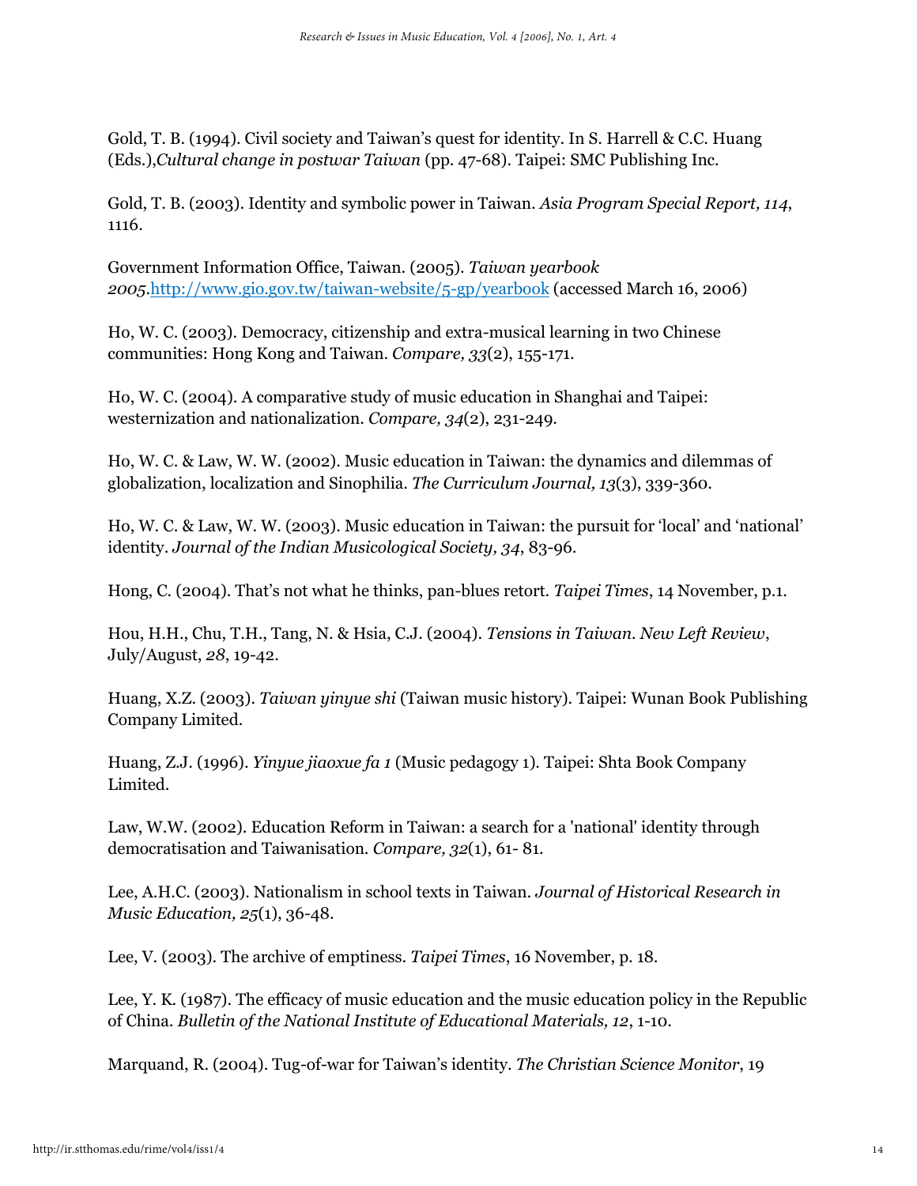Gold, T. B. (1994). Civil society and Taiwan's quest for identity. In S. Harrell & C.C. Huang (Eds.),*Cultural change in postwar Taiwan* (pp. 47-68). Taipei: SMC Publishing Inc.

Gold, T. B. (2003). Identity and symbolic power in Taiwan. *Asia Program Special Report, 114*, 1116.

Government Information Office, Taiwan. (2005). *Taiwan yearbook 2005*.http://www.gio.gov.tw/taiwan-website/5-gp/yearbook (accessed March 16, 2006)

Ho, W. C. (2003). Democracy, citizenship and extra-musical learning in two Chinese communities: Hong Kong and Taiwan. *Compare, 33*(2), 155-171.

Ho, W. C. (2004). A comparative study of music education in Shanghai and Taipei: westernization and nationalization. *Compare, 34*(2), 231-249.

Ho, W. C. & Law, W. W. (2002). Music education in Taiwan: the dynamics and dilemmas of globalization, localization and Sinophilia. *The Curriculum Journal, 13*(3), 339-360.

Ho, W. C. & Law, W. W. (2003). Music education in Taiwan: the pursuit for 'local' and 'national' identity. *Journal of the Indian Musicological Society, 34*, 83-96.

Hong, C. (2004). That's not what he thinks, pan-blues retort. *Taipei Times*, 14 November, p.1.

Hou, H.H., Chu, T.H., Tang, N. & Hsia, C.J. (2004). *Tensions in Taiwan. New Left Review*, July/August, *28*, 19-42.

Huang, X.Z. (2003). *Taiwan yinyue shi* (Taiwan music history). Taipei: Wunan Book Publishing Company Limited.

Huang, Z.J. (1996). *Yinyue jiaoxue fa 1* (Music pedagogy 1). Taipei: Shta Book Company Limited.

Law, W.W. (2002). Education Reform in Taiwan: a search for a 'national' identity through democratisation and Taiwanisation. *Compare, 32*(1), 61- 81.

Lee, A.H.C. (2003). Nationalism in school texts in Taiwan. *Journal of Historical Research in Music Education, 25*(1), 36-48.

Lee, V. (2003). The archive of emptiness. *Taipei Times*, 16 November, p. 18.

Lee, Y. K. (1987). The efficacy of music education and the music education policy in the Republic of China. *Bulletin of the National Institute of Educational Materials, 12*, 1-10.

Marquand, R. (2004). Tug-of-war for Taiwan's identity. *The Christian Science Monitor*, 19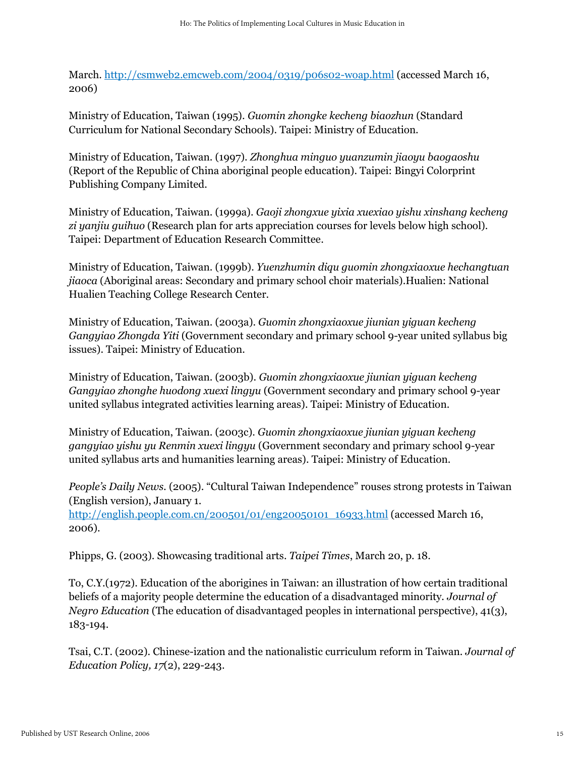March. http://csmweb2.emcweb.com/2004/0319/p06s02-woap.html (accessed March 16, 2006)

Ministry of Education, Taiwan (1995). *Guomin zhongke kecheng biaozhun* (Standard Curriculum for National Secondary Schools). Taipei: Ministry of Education.

Ministry of Education, Taiwan. (1997). *Zhonghua minguo yuanzumin jiaoyu baogaoshu* (Report of the Republic of China aboriginal people education). Taipei: Bingyi Colorprint Publishing Company Limited.

Ministry of Education, Taiwan. (1999a). *Gaoji zhongxue yixia xuexiao yishu xinshang kecheng zi yanjiu guihuo* (Research plan for arts appreciation courses for levels below high school). Taipei: Department of Education Research Committee.

Ministry of Education, Taiwan. (1999b). *Yuenzhumin diqu guomin zhongxiaoxue hechangtuan jiaoca* (Aboriginal areas: Secondary and primary school choir materials).Hualien: National Hualien Teaching College Research Center.

Ministry of Education, Taiwan. (2003a). *Guomin zhongxiaoxue jiunian yiguan kecheng Gangyiao Zhongda Yiti* (Government secondary and primary school 9-year united syllabus big issues). Taipei: Ministry of Education.

Ministry of Education, Taiwan. (2003b). *Guomin zhongxiaoxue jiunian yiguan kecheng Gangyiao zhonghe huodong xuexi lingyu* (Government secondary and primary school 9-year united syllabus integrated activities learning areas). Taipei: Ministry of Education.

Ministry of Education, Taiwan. (2003c). *Guomin zhongxiaoxue jiunian yiguan kecheng gangyiao yishu yu Renmin xuexi lingyu* (Government secondary and primary school 9-year united syllabus arts and humanities learning areas). Taipei: Ministry of Education.

*People's Daily News.* (2005). "Cultural Taiwan Independence" rouses strong protests in Taiwan (English version), January 1. http://english.people.com.cn/200501/01/eng20050101_16933.html (accessed March 16, 2006).

Phipps, G. (2003). Showcasing traditional arts. *Taipei Times*, March 20, p. 18.

To, C.Y.(1972). Education of the aborigines in Taiwan: an illustration of how certain traditional beliefs of a majority people determine the education of a disadvantaged minority. *Journal of Negro Education* (The education of disadvantaged peoples in international perspective), 41(3), 183-194.

Tsai, C.T. (2002). Chinese-ization and the nationalistic curriculum reform in Taiwan. *Journal of Education Policy, 17*(2), 229-243.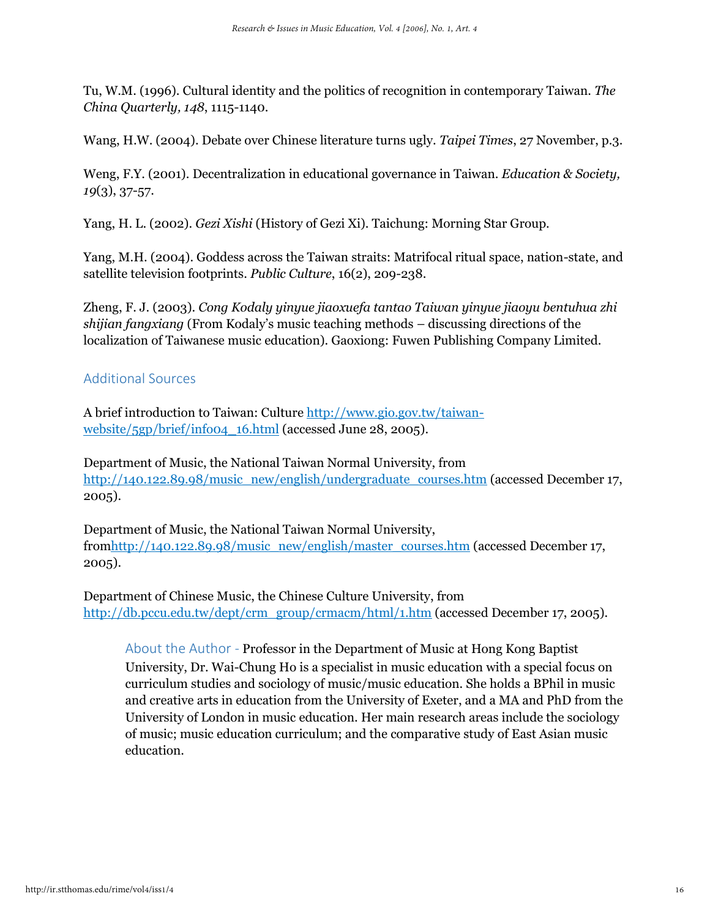Tu, W.M. (1996). Cultural identity and the politics of recognition in contemporary Taiwan. *The China Quarterly, 148*, 1115-1140.

Wang, H.W. (2004). Debate over Chinese literature turns ugly. *Taipei Times*, 27 November, p.3.

Weng, F.Y. (2001). Decentralization in educational governance in Taiwan. *Education & Society, 19*(3), 37-57.

Yang, H. L. (2002). *Gezi Xishi* (History of Gezi Xi). Taichung: Morning Star Group.

Yang, M.H. (2004). Goddess across the Taiwan straits: Matrifocal ritual space, nation-state, and satellite television footprints. *Public Culture*, 16(2), 209-238.

Zheng, F. J. (2003). *Cong Kodaly yinyue jiaoxuefa tantao Taiwan yinyue jiaoyu bentuhua zhi shijian fangxiang* (From Kodaly's music teaching methods – discussing directions of the localization of Taiwanese music education). Gaoxiong: Fuwen Publishing Company Limited.

## Additional Sources

A brief introduction to Taiwan: Culture http://www.gio.gov.tw/taiwan-website/5gp/brief/info04_16.html (accessed June 28, 2005).

Department of Music, the National Taiwan Normal University, from http://140.122.89.98/music_new/english/undergraduate_courses.htm (accessed December 17, 2005).

Department of Music, the National Taiwan Normal University, fromhttp://140.122.89.98/music_new/english/master_courses.htm (accessed December 17, 2005).

Department of Chinese Music, the Chinese Culture University, from http://db.pccu.edu.tw/dept/crm_group/crmacm/html/1.htm (accessed December 17, 2005).

About the Author - Professor in the Department of Music at Hong Kong Baptist University, Dr. Wai-Chung Ho is a specialist in music education with a special focus on curriculum studies and sociology of music/music education. She holds a BPhil in music and creative arts in education from the University of Exeter, and a MA and PhD from the University of London in music education. Her main research areas include the sociology of music; music education curriculum; and the comparative study of East Asian music education.